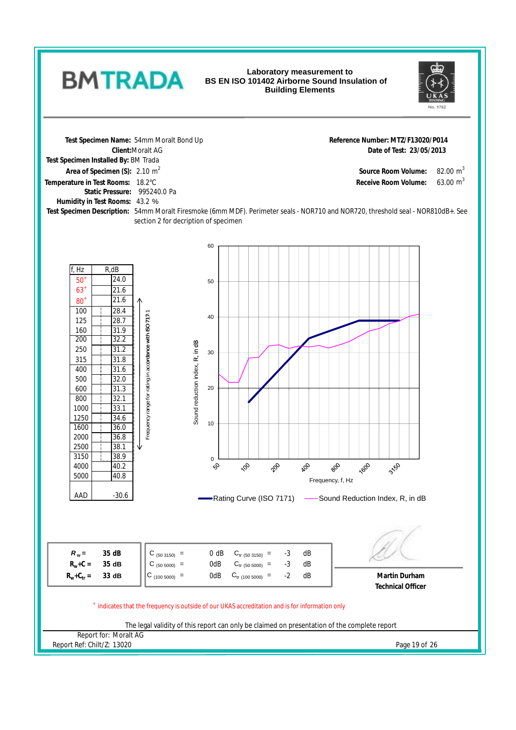**BMTRADA**

# Laboratory measurement to BS EN ISO 101402 Airborne Sound Insulation of Building Elements

UKAS TESTING No. 1762

**Test Specimen Name:** 54mm Moralt Bond Up
**Client:** Moralt AG
**Test Specimen Installed By:** BM Trada
**Area of Specimen (S):** 2.10 $m^2$
**Temperature in Test Rooms:** 18.2°C
**Static Pressure:** 995240.0 Pa
**Humidity in Test Rooms:** 43.2 %
**Test Specimen Description:** 54mm Moralt Firesmoke (6mm MDF). Perimeter seals - NOR710 and NOR720, threshold seal - NOR810dB+. See section 2 for decription of specimen

**Reference Number:** MTZ/F13020/P014
**Date of Test:** 23/05/2013
**Source Room Volume:** 82.00 $m^3$
**Receive Room Volume:** 63.00 $m^3$

| f, Hz | R,dB |
|---|---|
| 50+ | 24.0 |
| 63+ | 21.6 |
| 80+ | 21.6 |
| 100 | 28.4 |
| 125 | 28.7 |
| 160 | 31.9 |
| 200 | 32.2 |
| 250 | 31.2 |
| 315 | 31.8 |
| 400 | 31.6 |
| 500 | 32.0 |
| 600 | 31.3 |
| 800 | 32.1 |
| 1000 | 33.1 |
| 1250 | 34.6 |
| 1600 | 36.0 |
| 2000 | 36.8 |
| 2500 | 38.1 |
| 3150 | 38.9 |
| 4000 | 40.2 |
| 5000 | 40.8 |
| AAD | -30.6 |

Frequency range for rating in accordance with ISO 717-1 (100 Hz – 3150 Hz)

Chart: Sound reduction index, R, in dB vs Frequency, f, Hz
Legend: Rating Curve (ISO 7171) — Sound Reduction Index, R, in dB

| | | | | | | | |
|---|---|---|---|---|---|---|---|
| $R_w$ = | 35 dB | $C_{(50\ 3150)}$ = | 0 dB | $C_{tr\ (50\ 3150)}$ = | -3 | dB |
| $R_w+C$ = | 35 dB | $C_{(50\ 5000)}$ = | 0dB | $C_{tr\ (50\ 5000)}$ = | -3 | dB |
| $R_w+C_{tr}$ = | 33 dB | $C_{(100\ 5000)}$ = | 0dB | $C_{tr\ (100\ 5000)}$ = | -2 | dB |

**Martin Durham**
**Technical Officer**

+ indicates that the frequency is outside of our UKAS accreditation and is for information only

The legal validity of this report can only be claimed on presentation of the complete report

Report for: Moralt AG
Report Ref: Chilt/Z: 13020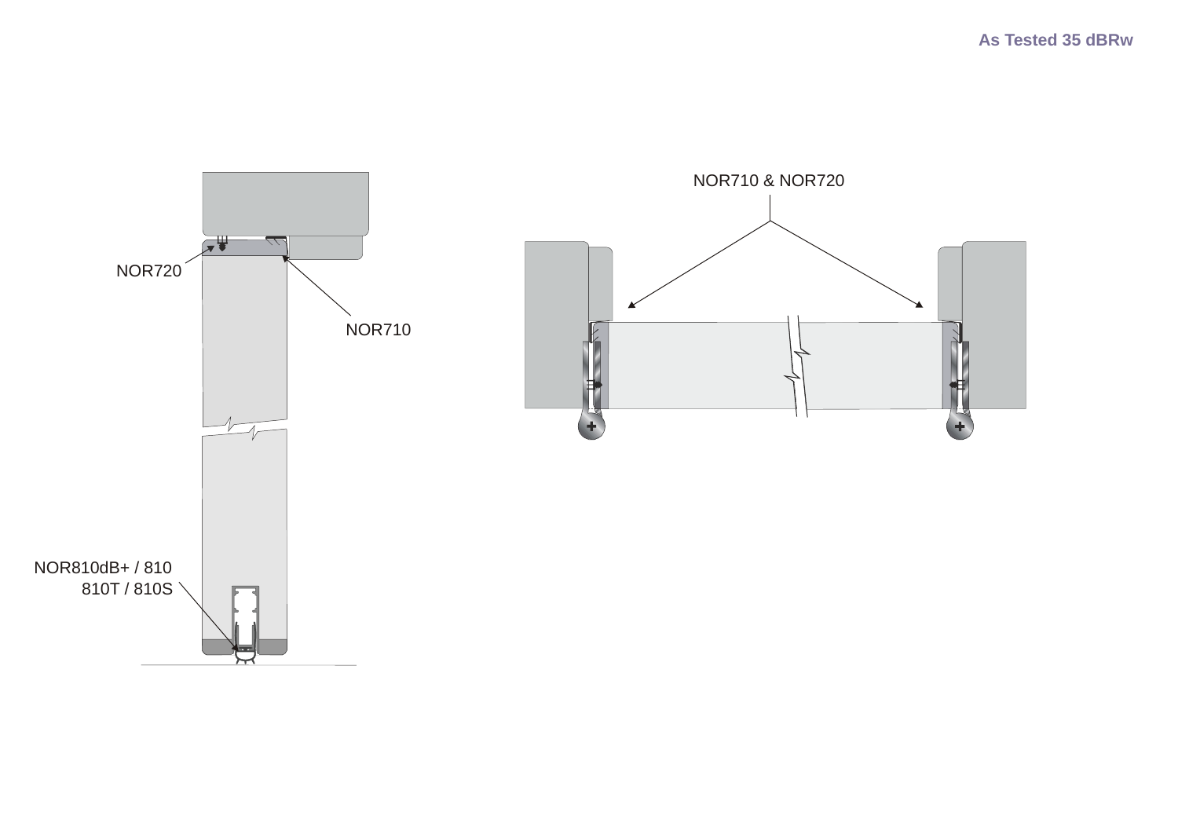As Tested 35 dBRw

NOR720

NOR710

NOR810dB+ / 810
810T / 810S

NOR710 & NOR720